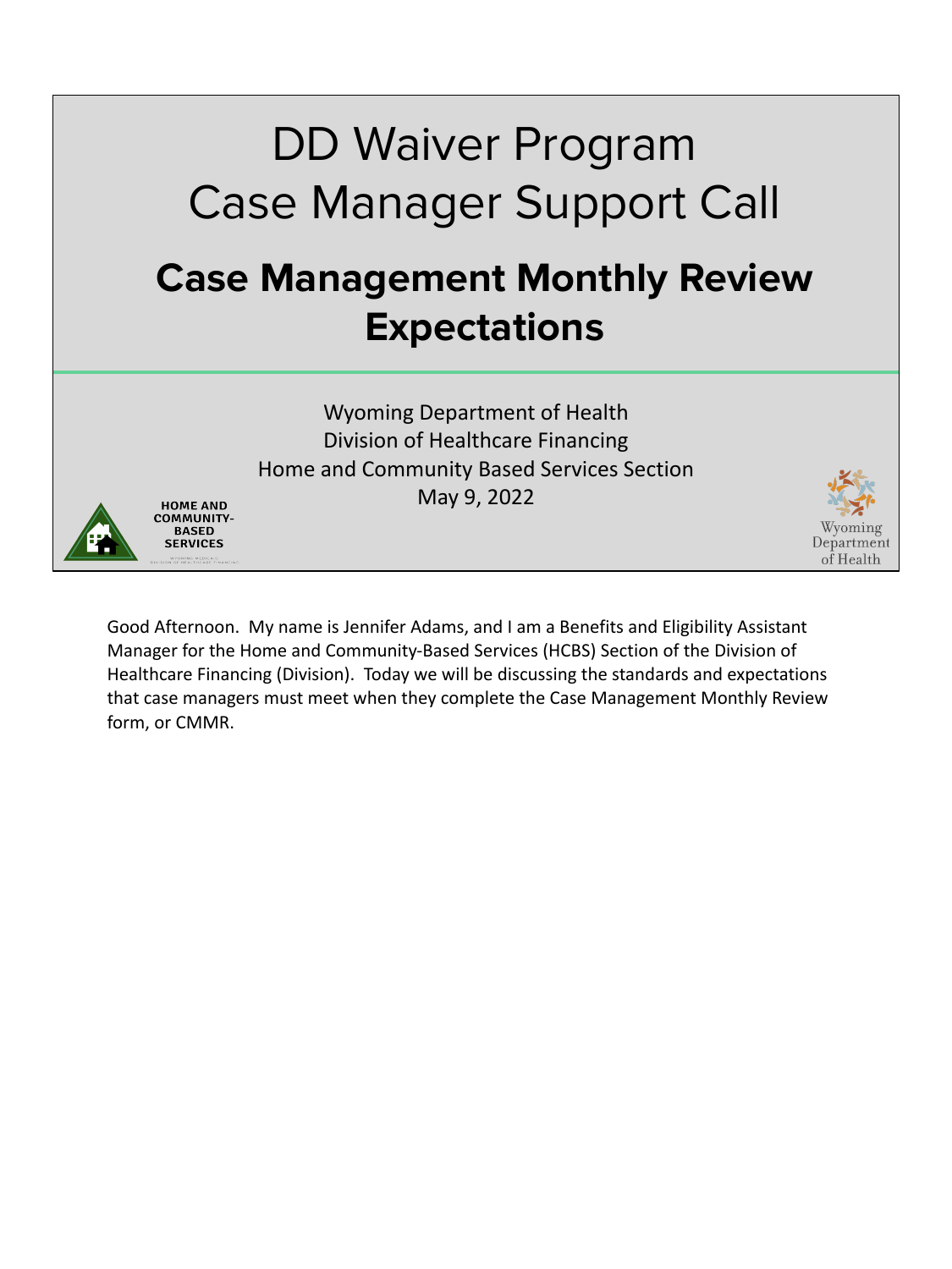# DD Waiver Program Case Manager Support Call

## Case Management Monthly Review Expectations

Wyoming Department of Health
Division of Healthcare Financing
Home and Community Based Services Section
May 9, 2022

HOME AND COMMUNITY-BASED SERVICES

Wyoming Department of Health

Good Afternoon. My name is Jennifer Adams, and I am a Benefits and Eligibility Assistant Manager for the Home and Community-Based Services (HCBS) Section of the Division of Healthcare Financing (Division). Today we will be discussing the standards and expectations that case managers must meet when they complete the Case Management Monthly Review form, or CMMR.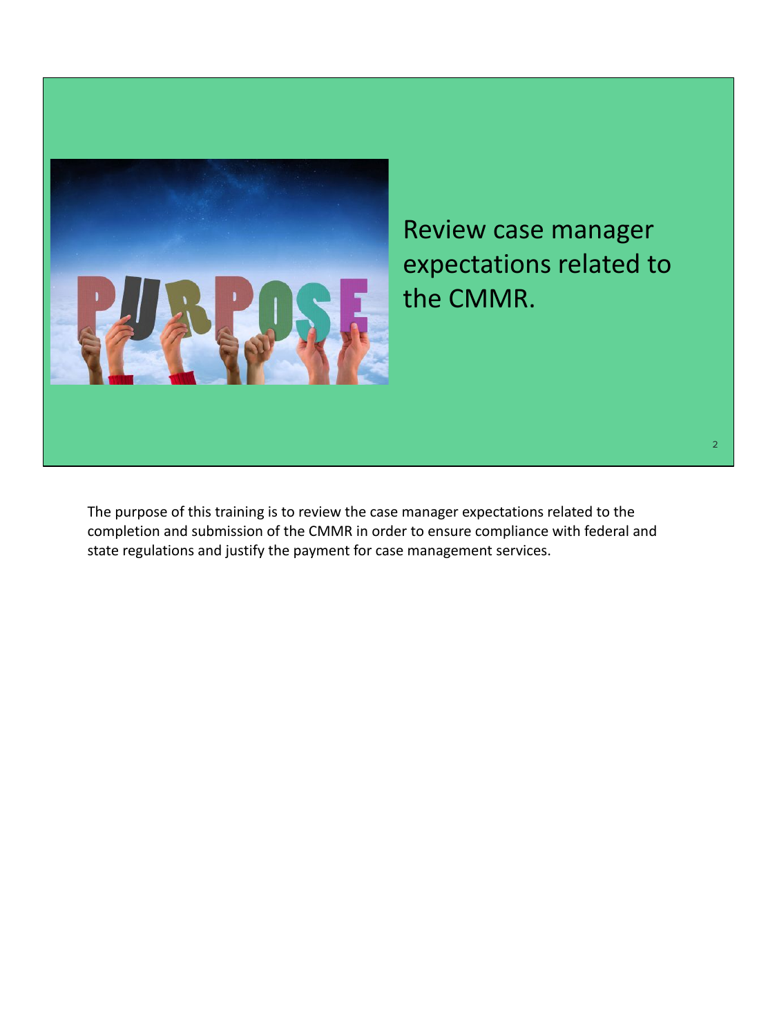Review case manager expectations related to the CMMR.

The purpose of this training is to review the case manager expectations related to the completion and submission of the CMMR in order to ensure compliance with federal and state regulations and justify the payment for case management services.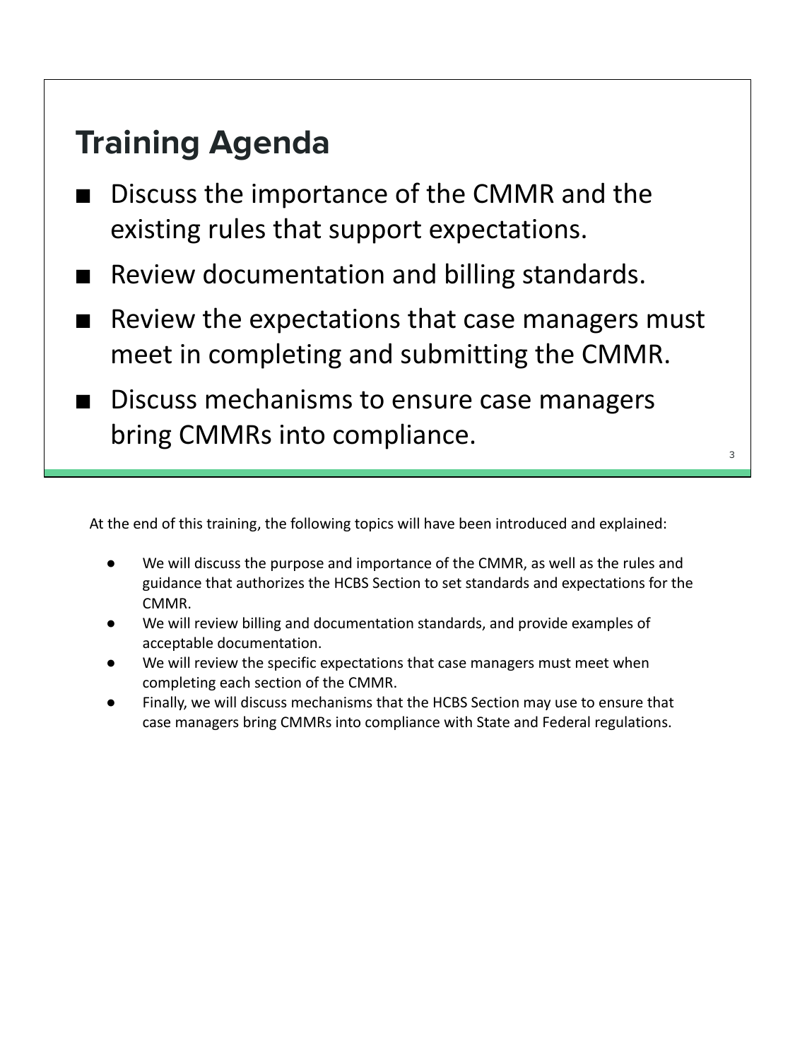## Training Agenda

- Discuss the importance of the CMMR and the existing rules that support expectations.
- Review documentation and billing standards.
- Review the expectations that case managers must meet in completing and submitting the CMMR.
- Discuss mechanisms to ensure case managers bring CMMRs into compliance.

At the end of this training, the following topics will have been introduced and explained:

- We will discuss the purpose and importance of the CMMR, as well as the rules and guidance that authorizes the HCBS Section to set standards and expectations for the CMMR.
- We will review billing and documentation standards, and provide examples of acceptable documentation.
- We will review the specific expectations that case managers must meet when completing each section of the CMMR.
- Finally, we will discuss mechanisms that the HCBS Section may use to ensure that case managers bring CMMRs into compliance with State and Federal regulations.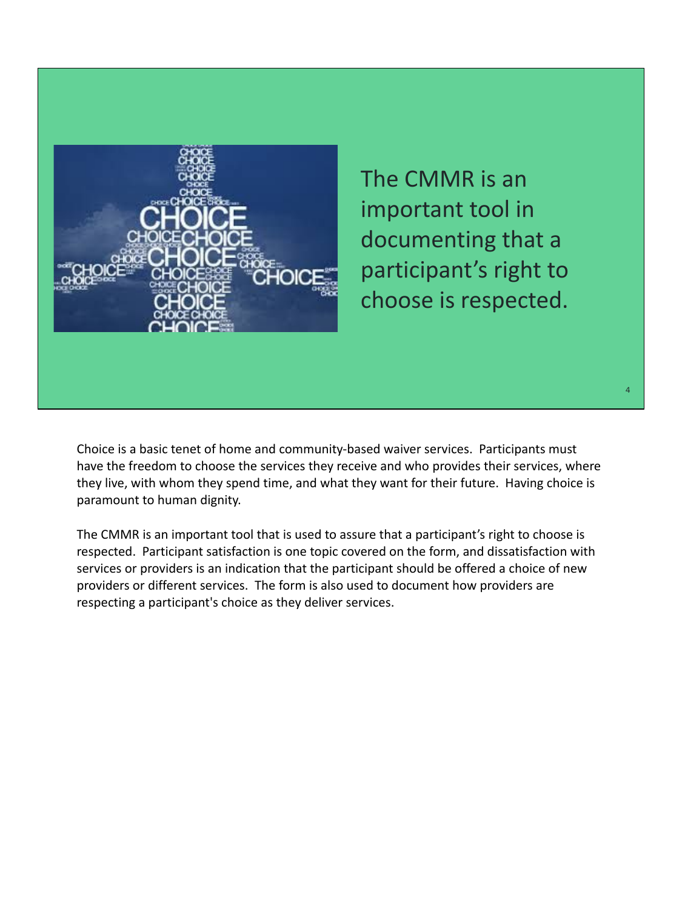The CMMR is an important tool in documenting that a participant's right to choose is respected.

Choice is a basic tenet of home and community-based waiver services. Participants must have the freedom to choose the services they receive and who provides their services, where they live, with whom they spend time, and what they want for their future. Having choice is paramount to human dignity.

The CMMR is an important tool that is used to assure that a participant's right to choose is respected. Participant satisfaction is one topic covered on the form, and dissatisfaction with services or providers is an indication that the participant should be offered a choice of new providers or different services. The form is also used to document how providers are respecting a participant's choice as they deliver services.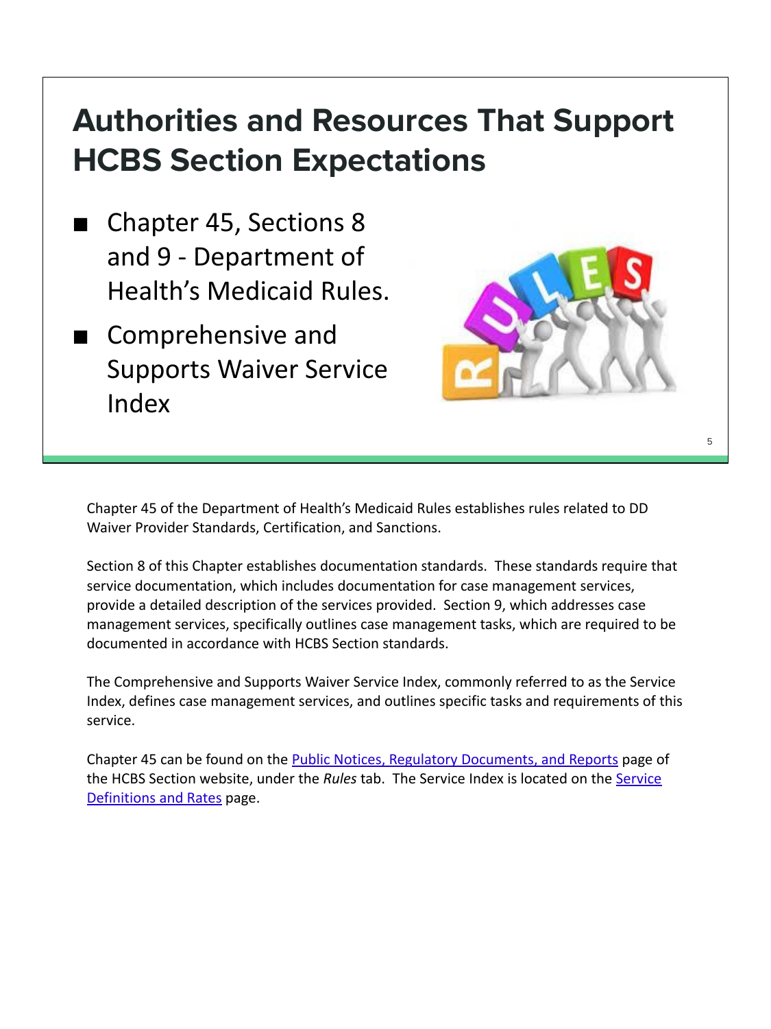# Authorities and Resources That Support HCBS Section Expectations

- Chapter 45, Sections 8 and 9 - Department of Health's Medicaid Rules.
- Comprehensive and Supports Waiver Service Index

Chapter 45 of the Department of Health's Medicaid Rules establishes rules related to DD Waiver Provider Standards, Certification, and Sanctions.

Section 8 of this Chapter establishes documentation standards. These standards require that service documentation, which includes documentation for case management services, provide a detailed description of the services provided. Section 9, which addresses case management services, specifically outlines case management tasks, which are required to be documented in accordance with HCBS Section standards.

The Comprehensive and Supports Waiver Service Index, commonly referred to as the Service Index, defines case management services, and outlines specific tasks and requirements of this service.

Chapter 45 can be found on the Public Notices, Regulatory Documents, and Reports page of the HCBS Section website, under the *Rules* tab. The Service Index is located on the Service Definitions and Rates page.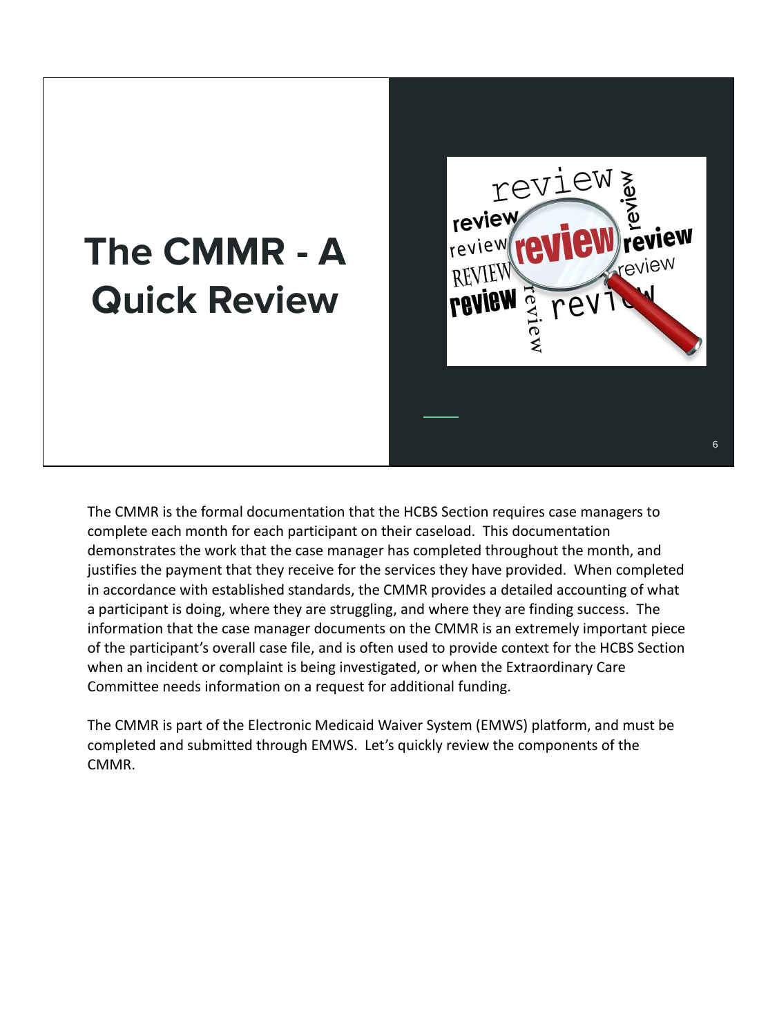# The CMMR - A Quick Review

The CMMR is the formal documentation that the HCBS Section requires case managers to complete each month for each participant on their caseload. This documentation demonstrates the work that the case manager has completed throughout the month, and justifies the payment that they receive for the services they have provided. When completed in accordance with established standards, the CMMR provides a detailed accounting of what a participant is doing, where they are struggling, and where they are finding success. The information that the case manager documents on the CMMR is an extremely important piece of the participant's overall case file, and is often used to provide context for the HCBS Section when an incident or complaint is being investigated, or when the Extraordinary Care Committee needs information on a request for additional funding.

The CMMR is part of the Electronic Medicaid Waiver System (EMWS) platform, and must be completed and submitted through EMWS. Let's quickly review the components of the CMMR.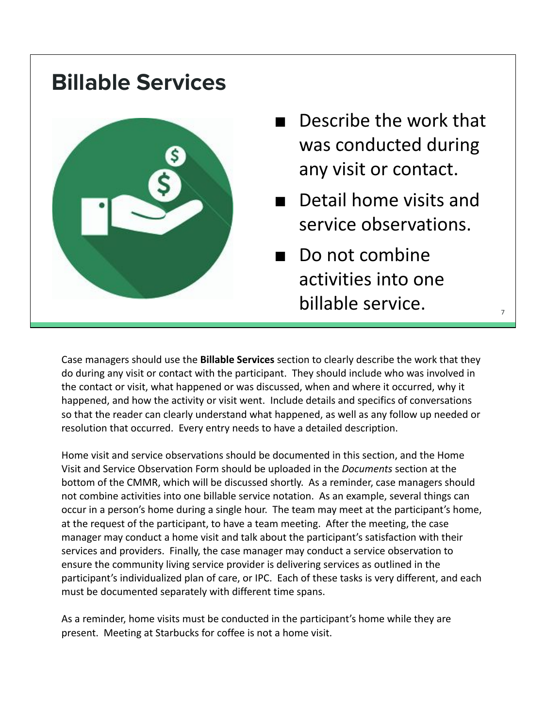## Billable Services

- Describe the work that was conducted during any visit or contact.
- Detail home visits and service observations.
- Do not combine activities into one billable service.

Case managers should use the **Billable Services** section to clearly describe the work that they do during any visit or contact with the participant. They should include who was involved in the contact or visit, what happened or was discussed, when and where it occurred, why it happened, and how the activity or visit went. Include details and specifics of conversations so that the reader can clearly understand what happened, as well as any follow up needed or resolution that occurred. Every entry needs to have a detailed description.

Home visit and service observations should be documented in this section, and the Home Visit and Service Observation Form should be uploaded in the *Documents* section at the bottom of the CMMR, which will be discussed shortly. As a reminder, case managers should not combine activities into one billable service notation. As an example, several things can occur in a person's home during a single hour. The team may meet at the participant's home, at the request of the participant, to have a team meeting. After the meeting, the case manager may conduct a home visit and talk about the participant's satisfaction with their services and providers. Finally, the case manager may conduct a service observation to ensure the community living service provider is delivering services as outlined in the participant's individualized plan of care, or IPC. Each of these tasks is very different, and each must be documented separately with different time spans.

As a reminder, home visits must be conducted in the participant's home while they are present. Meeting at Starbucks for coffee is not a home visit.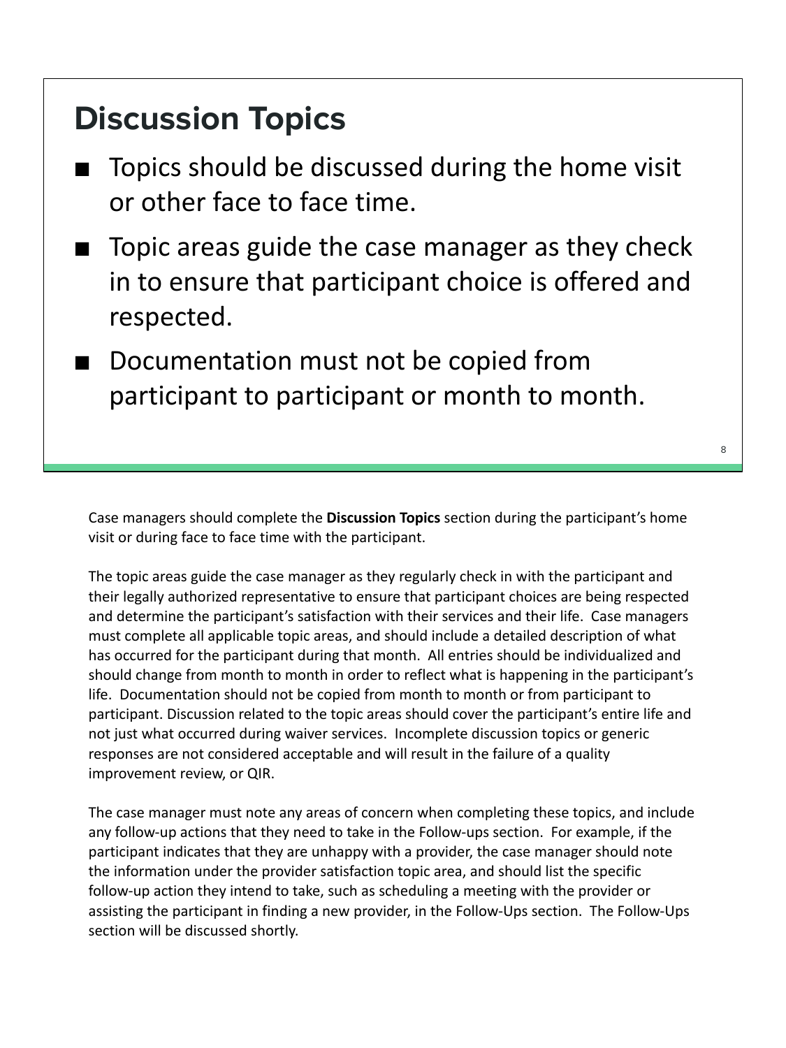# Discussion Topics

- Topics should be discussed during the home visit or other face to face time.
- Topic areas guide the case manager as they check in to ensure that participant choice is offered and respected.
- Documentation must not be copied from participant to participant or month to month.

Case managers should complete the **Discussion Topics** section during the participant's home visit or during face to face time with the participant.

The topic areas guide the case manager as they regularly check in with the participant and their legally authorized representative to ensure that participant choices are being respected and determine the participant's satisfaction with their services and their life. Case managers must complete all applicable topic areas, and should include a detailed description of what has occurred for the participant during that month. All entries should be individualized and should change from month to month in order to reflect what is happening in the participant's life. Documentation should not be copied from month to month or from participant to participant. Discussion related to the topic areas should cover the participant's entire life and not just what occurred during waiver services. Incomplete discussion topics or generic responses are not considered acceptable and will result in the failure of a quality improvement review, or QIR.

The case manager must note any areas of concern when completing these topics, and include any follow-up actions that they need to take in the Follow-ups section. For example, if the participant indicates that they are unhappy with a provider, the case manager should note the information under the provider satisfaction topic area, and should list the specific follow-up action they intend to take, such as scheduling a meeting with the provider or assisting the participant in finding a new provider, in the Follow-Ups section. The Follow-Ups section will be discussed shortly.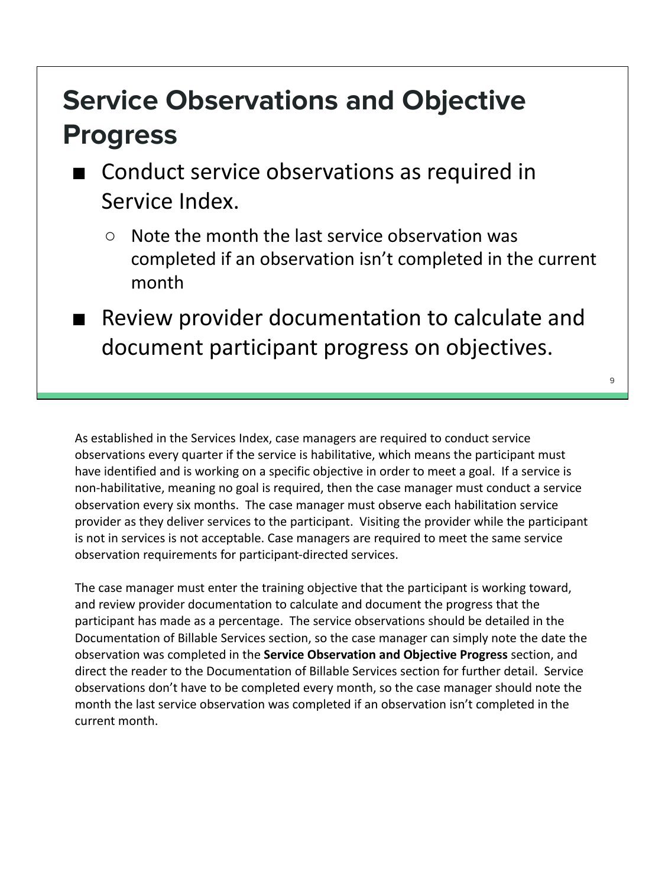## Service Observations and Objective Progress

- Conduct service observations as required in Service Index.
  - Note the month the last service observation was completed if an observation isn't completed in the current month
- Review provider documentation to calculate and document participant progress on objectives.

As established in the Services Index, case managers are required to conduct service observations every quarter if the service is habilitative, which means the participant must have identified and is working on a specific objective in order to meet a goal. If a service is non-habilitative, meaning no goal is required, then the case manager must conduct a service observation every six months. The case manager must observe each habilitation service provider as they deliver services to the participant. Visiting the provider while the participant is not in services is not acceptable. Case managers are required to meet the same service observation requirements for participant-directed services.

The case manager must enter the training objective that the participant is working toward, and review provider documentation to calculate and document the progress that the participant has made as a percentage. The service observations should be detailed in the Documentation of Billable Services section, so the case manager can simply note the date the observation was completed in the **Service Observation and Objective Progress** section, and direct the reader to the Documentation of Billable Services section for further detail. Service observations don't have to be completed every month, so the case manager should note the month the last service observation was completed if an observation isn't completed in the current month.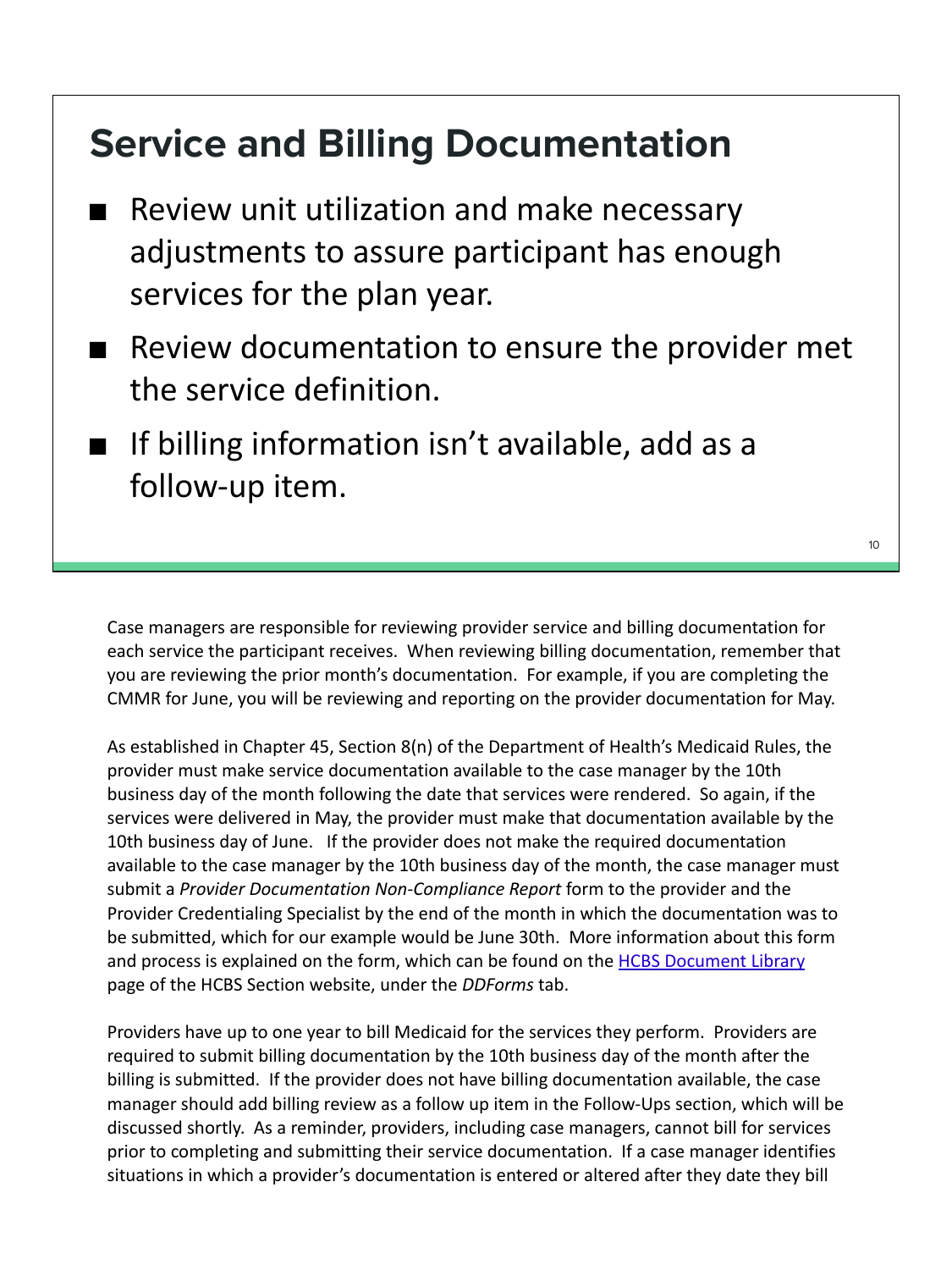## Service and Billing Documentation

- Review unit utilization and make necessary adjustments to assure participant has enough services for the plan year.
- Review documentation to ensure the provider met the service definition.
- If billing information isn't available, add as a follow-up item.

Case managers are responsible for reviewing provider service and billing documentation for each service the participant receives. When reviewing billing documentation, remember that you are reviewing the prior month's documentation. For example, if you are completing the CMMR for June, you will be reviewing and reporting on the provider documentation for May.

As established in Chapter 45, Section 8(n) of the Department of Health's Medicaid Rules, the provider must make service documentation available to the case manager by the 10th business day of the month following the date that services were rendered. So again, if the services were delivered in May, the provider must make that documentation available by the 10th business day of June. If the provider does not make the required documentation available to the case manager by the 10th business day of the month, the case manager must submit a *Provider Documentation Non-Compliance Report* form to the provider and the Provider Credentialing Specialist by the end of the month in which the documentation was to be submitted, which for our example would be June 30th. More information about this form and process is explained on the form, which can be found on the HCBS Document Library page of the HCBS Section website, under the *DDForms* tab.

Providers have up to one year to bill Medicaid for the services they perform. Providers are required to submit billing documentation by the 10th business day of the month after the billing is submitted. If the provider does not have billing documentation available, the case manager should add billing review as a follow up item in the Follow-Ups section, which will be discussed shortly. As a reminder, providers, including case managers, cannot bill for services prior to completing and submitting their service documentation. If a case manager identifies situations in which a provider's documentation is entered or altered after they date they bill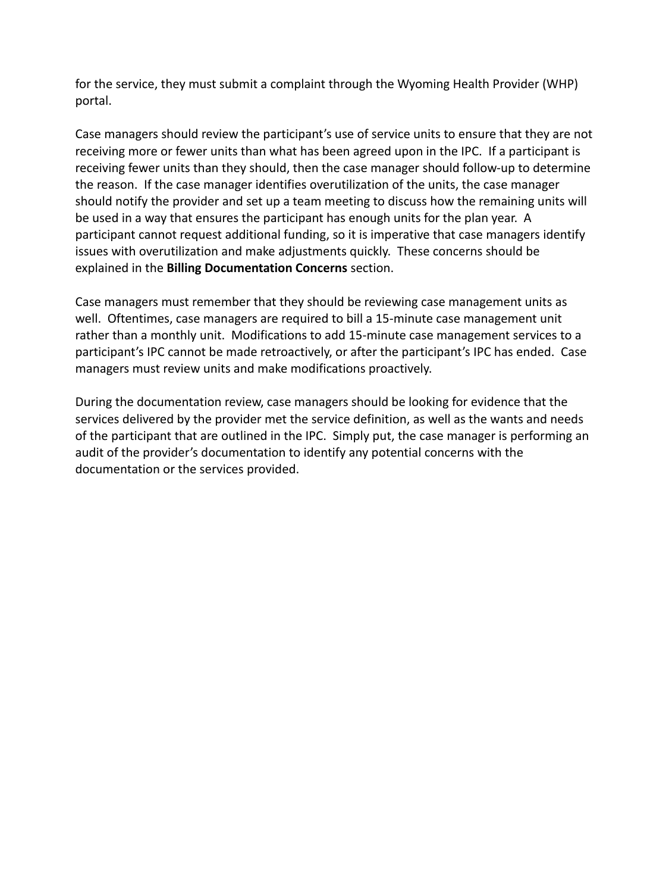for the service, they must submit a complaint through the Wyoming Health Provider (WHP) portal.

Case managers should review the participant's use of service units to ensure that they are not receiving more or fewer units than what has been agreed upon in the IPC. If a participant is receiving fewer units than they should, then the case manager should follow-up to determine the reason. If the case manager identifies overutilization of the units, the case manager should notify the provider and set up a team meeting to discuss how the remaining units will be used in a way that ensures the participant has enough units for the plan year. A participant cannot request additional funding, so it is imperative that case managers identify issues with overutilization and make adjustments quickly. These concerns should be explained in the **Billing Documentation Concerns** section.

Case managers must remember that they should be reviewing case management units as well. Oftentimes, case managers are required to bill a 15-minute case management unit rather than a monthly unit. Modifications to add 15-minute case management services to a participant's IPC cannot be made retroactively, or after the participant's IPC has ended. Case managers must review units and make modifications proactively.

During the documentation review, case managers should be looking for evidence that the services delivered by the provider met the service definition, as well as the wants and needs of the participant that are outlined in the IPC. Simply put, the case manager is performing an audit of the provider's documentation to identify any potential concerns with the documentation or the services provided.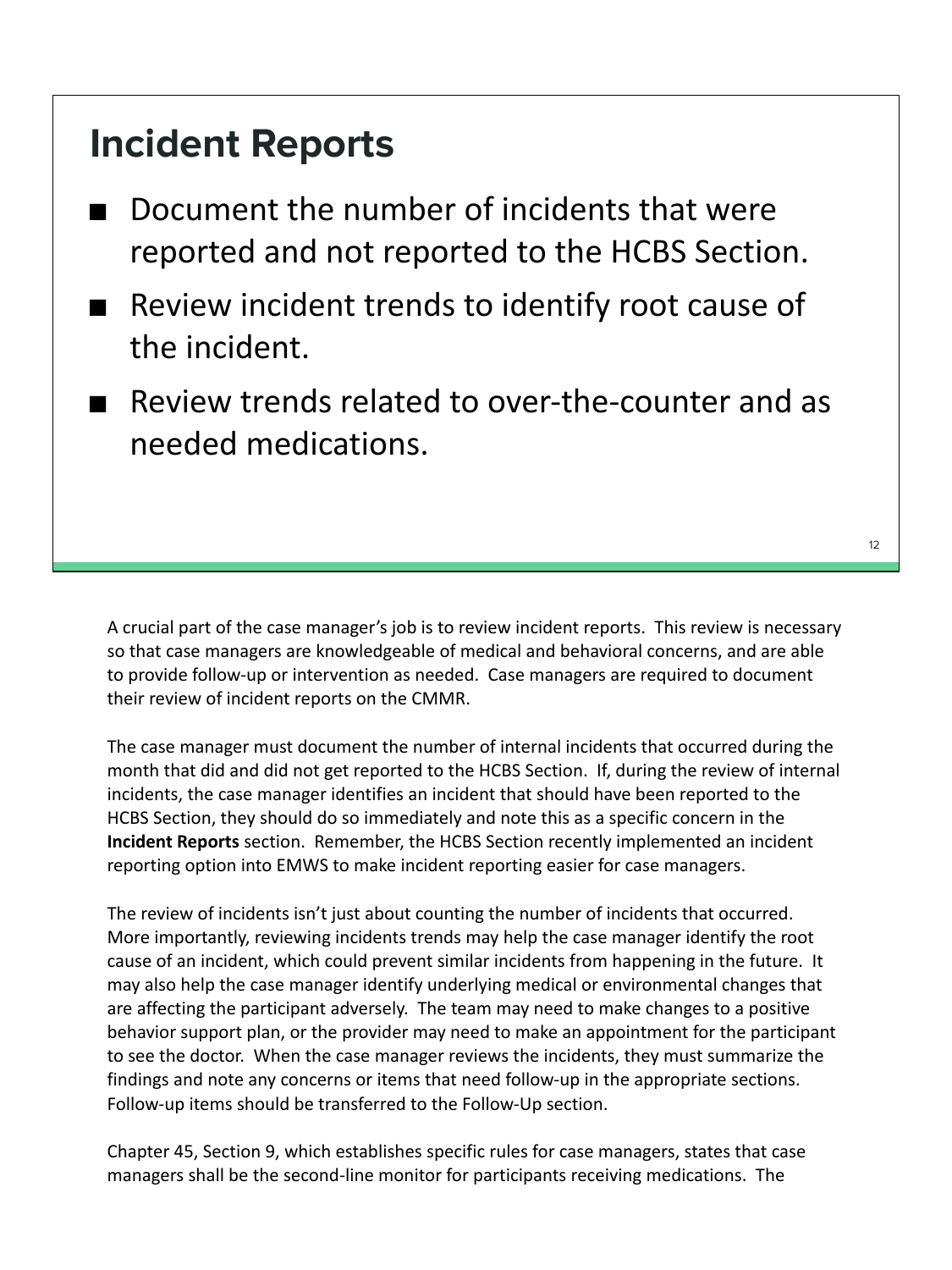## Incident Reports

- Document the number of incidents that were reported and not reported to the HCBS Section.
- Review incident trends to identify root cause of the incident.
- Review trends related to over-the-counter and as needed medications.

A crucial part of the case manager's job is to review incident reports. This review is necessary so that case managers are knowledgeable of medical and behavioral concerns, and are able to provide follow-up or intervention as needed. Case managers are required to document their review of incident reports on the CMMR.

The case manager must document the number of internal incidents that occurred during the month that did and did not get reported to the HCBS Section. If, during the review of internal incidents, the case manager identifies an incident that should have been reported to the HCBS Section, they should do so immediately and note this as a specific concern in the **Incident Reports** section. Remember, the HCBS Section recently implemented an incident reporting option into EMWS to make incident reporting easier for case managers.

The review of incidents isn't just about counting the number of incidents that occurred. More importantly, reviewing incidents trends may help the case manager identify the root cause of an incident, which could prevent similar incidents from happening in the future. It may also help the case manager identify underlying medical or environmental changes that are affecting the participant adversely. The team may need to make changes to a positive behavior support plan, or the provider may need to make an appointment for the participant to see the doctor. When the case manager reviews the incidents, they must summarize the findings and note any concerns or items that need follow-up in the appropriate sections. Follow-up items should be transferred to the Follow-Up section.

Chapter 45, Section 9, which establishes specific rules for case managers, states that case managers shall be the second-line monitor for participants receiving medications. The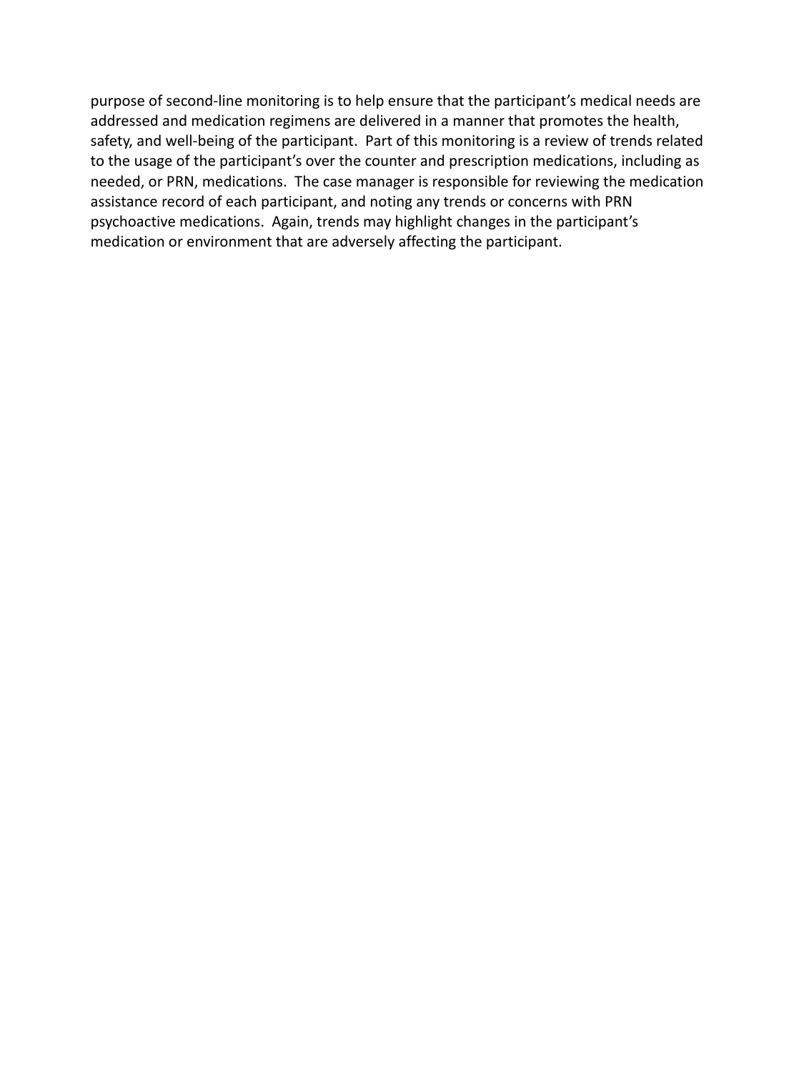purpose of second-line monitoring is to help ensure that the participant's medical needs are addressed and medication regimens are delivered in a manner that promotes the health, safety, and well-being of the participant. Part of this monitoring is a review of trends related to the usage of the participant's over the counter and prescription medications, including as needed, or PRN, medications. The case manager is responsible for reviewing the medication assistance record of each participant, and noting any trends or concerns with PRN psychoactive medications. Again, trends may highlight changes in the participant's medication or environment that are adversely affecting the participant.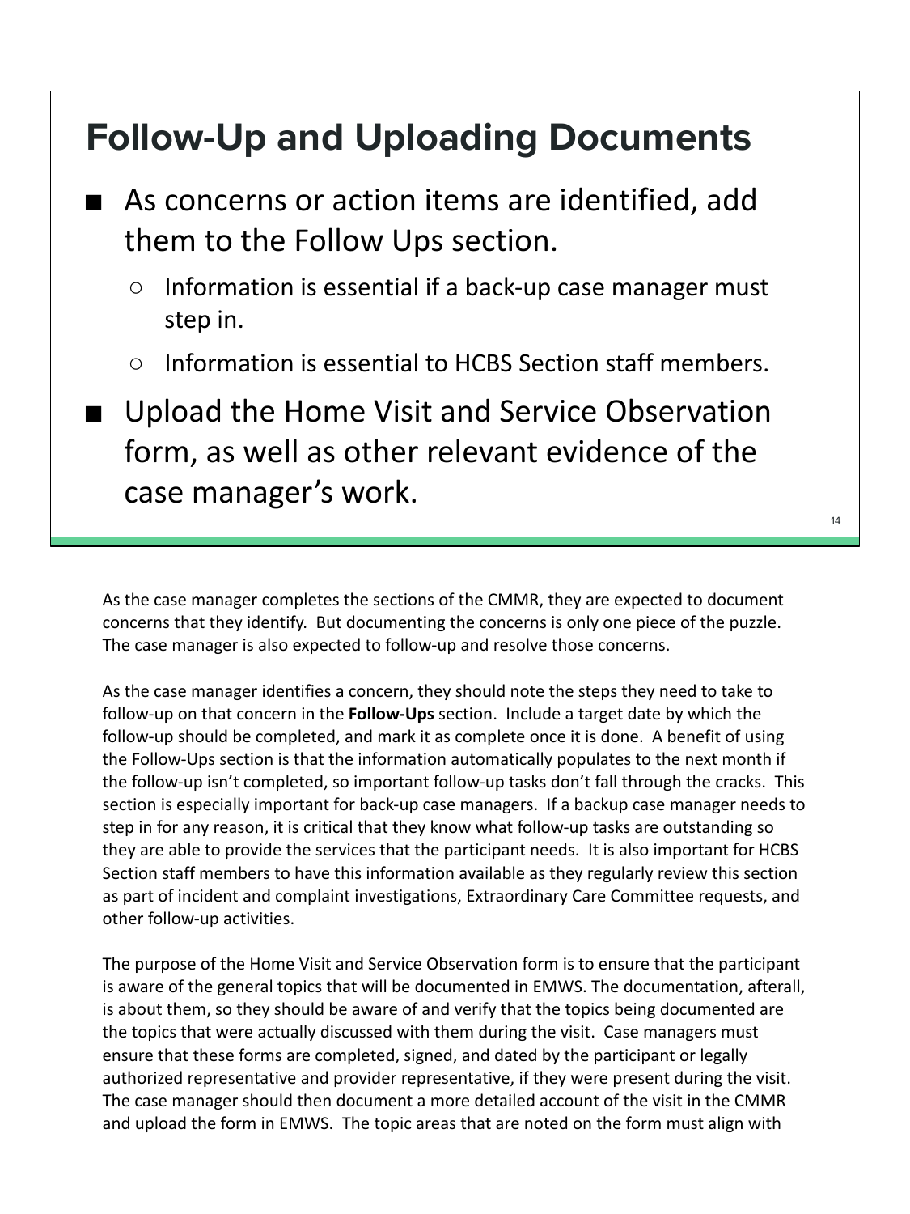## Follow-Up and Uploading Documents

- As concerns or action items are identified, add them to the Follow Ups section.
  - Information is essential if a back-up case manager must step in.
  - Information is essential to HCBS Section staff members.
- Upload the Home Visit and Service Observation form, as well as other relevant evidence of the case manager's work.

As the case manager completes the sections of the CMMR, they are expected to document concerns that they identify. But documenting the concerns is only one piece of the puzzle. The case manager is also expected to follow-up and resolve those concerns.

As the case manager identifies a concern, they should note the steps they need to take to follow-up on that concern in the **Follow-Ups** section. Include a target date by which the follow-up should be completed, and mark it as complete once it is done. A benefit of using the Follow-Ups section is that the information automatically populates to the next month if the follow-up isn't completed, so important follow-up tasks don't fall through the cracks. This section is especially important for back-up case managers. If a backup case manager needs to step in for any reason, it is critical that they know what follow-up tasks are outstanding so they are able to provide the services that the participant needs. It is also important for HCBS Section staff members to have this information available as they regularly review this section as part of incident and complaint investigations, Extraordinary Care Committee requests, and other follow-up activities.

The purpose of the Home Visit and Service Observation form is to ensure that the participant is aware of the general topics that will be documented in EMWS. The documentation, afterall, is about them, so they should be aware of and verify that the topics being documented are the topics that were actually discussed with them during the visit. Case managers must ensure that these forms are completed, signed, and dated by the participant or legally authorized representative and provider representative, if they were present during the visit. The case manager should then document a more detailed account of the visit in the CMMR and upload the form in EMWS. The topic areas that are noted on the form must align with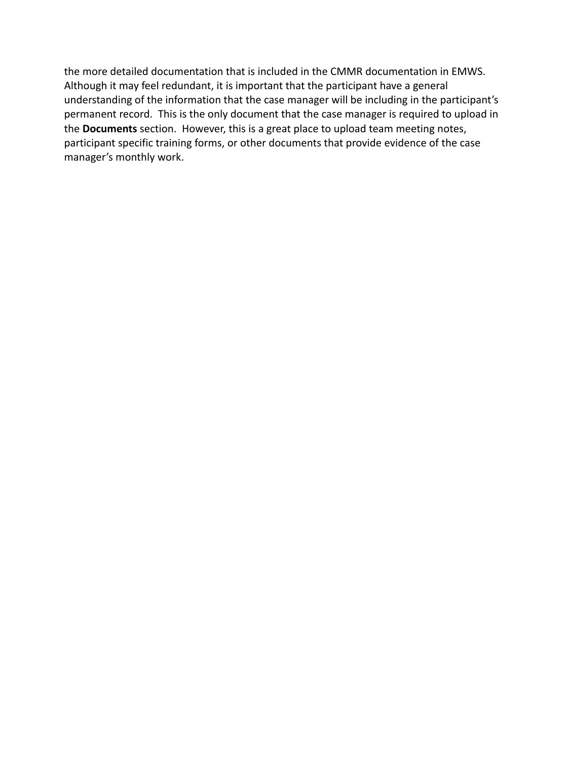the more detailed documentation that is included in the CMMR documentation in EMWS. Although it may feel redundant, it is important that the participant have a general understanding of the information that the case manager will be including in the participant's permanent record. This is the only document that the case manager is required to upload in the **Documents** section. However, this is a great place to upload team meeting notes, participant specific training forms, or other documents that provide evidence of the case manager's monthly work.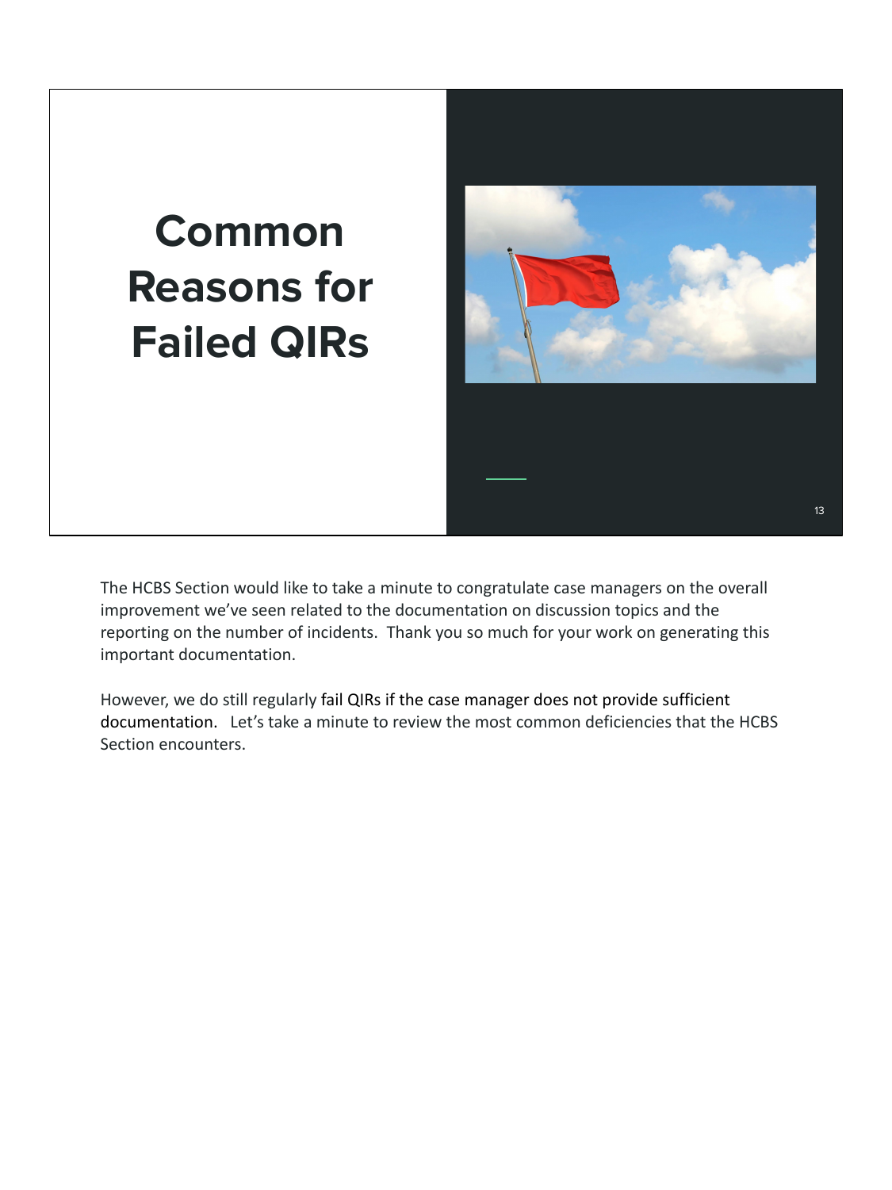# Common Reasons for Failed QIRs

The HCBS Section would like to take a minute to congratulate case managers on the overall improvement we've seen related to the documentation on discussion topics and the reporting on the number of incidents. Thank you so much for your work on generating this important documentation.

However, we do still regularly fail QIRs if the case manager does not provide sufficient documentation. Let's take a minute to review the most common deficiencies that the HCBS Section encounters.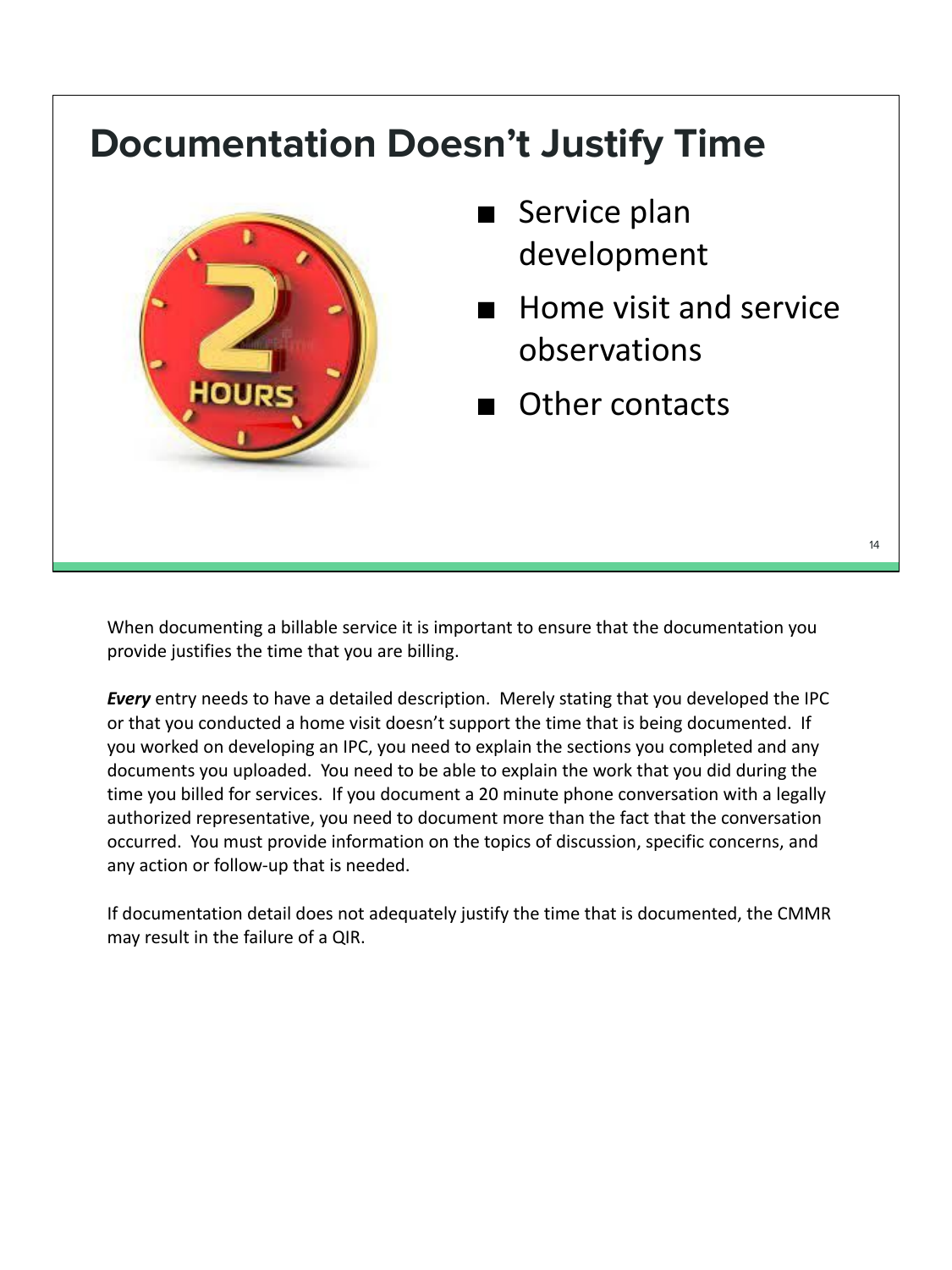# Documentation Doesn't Justify Time

- Service plan development
- Home visit and service observations
- Other contacts

When documenting a billable service it is important to ensure that the documentation you provide justifies the time that you are billing.

***Every*** entry needs to have a detailed description. Merely stating that you developed the IPC or that you conducted a home visit doesn't support the time that is being documented. If you worked on developing an IPC, you need to explain the sections you completed and any documents you uploaded. You need to be able to explain the work that you did during the time you billed for services. If you document a 20 minute phone conversation with a legally authorized representative, you need to document more than the fact that the conversation occurred. You must provide information on the topics of discussion, specific concerns, and any action or follow-up that is needed.

If documentation detail does not adequately justify the time that is documented, the CMMR may result in the failure of a QIR.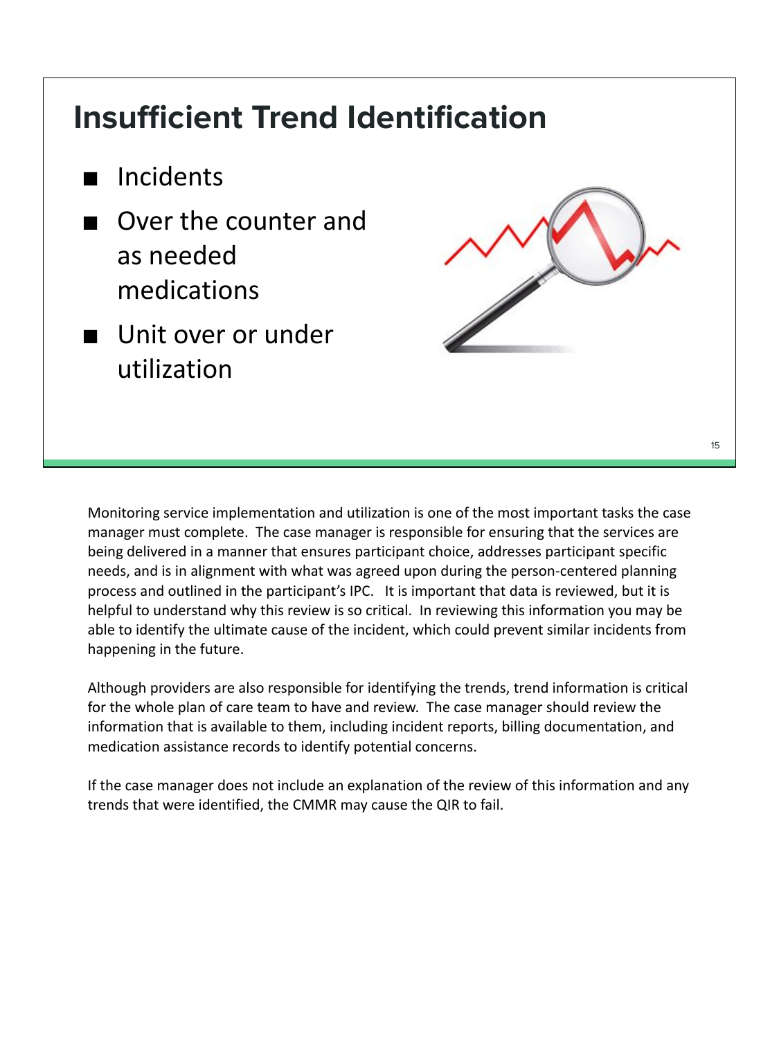# Insufficient Trend Identification

- Incidents
- Over the counter and as needed medications
- Unit over or under utilization

Monitoring service implementation and utilization is one of the most important tasks the case manager must complete. The case manager is responsible for ensuring that the services are being delivered in a manner that ensures participant choice, addresses participant specific needs, and is in alignment with what was agreed upon during the person-centered planning process and outlined in the participant's IPC. It is important that data is reviewed, but it is helpful to understand why this review is so critical. In reviewing this information you may be able to identify the ultimate cause of the incident, which could prevent similar incidents from happening in the future.

Although providers are also responsible for identifying the trends, trend information is critical for the whole plan of care team to have and review. The case manager should review the information that is available to them, including incident reports, billing documentation, and medication assistance records to identify potential concerns.

If the case manager does not include an explanation of the review of this information and any trends that were identified, the CMMR may cause the QIR to fail.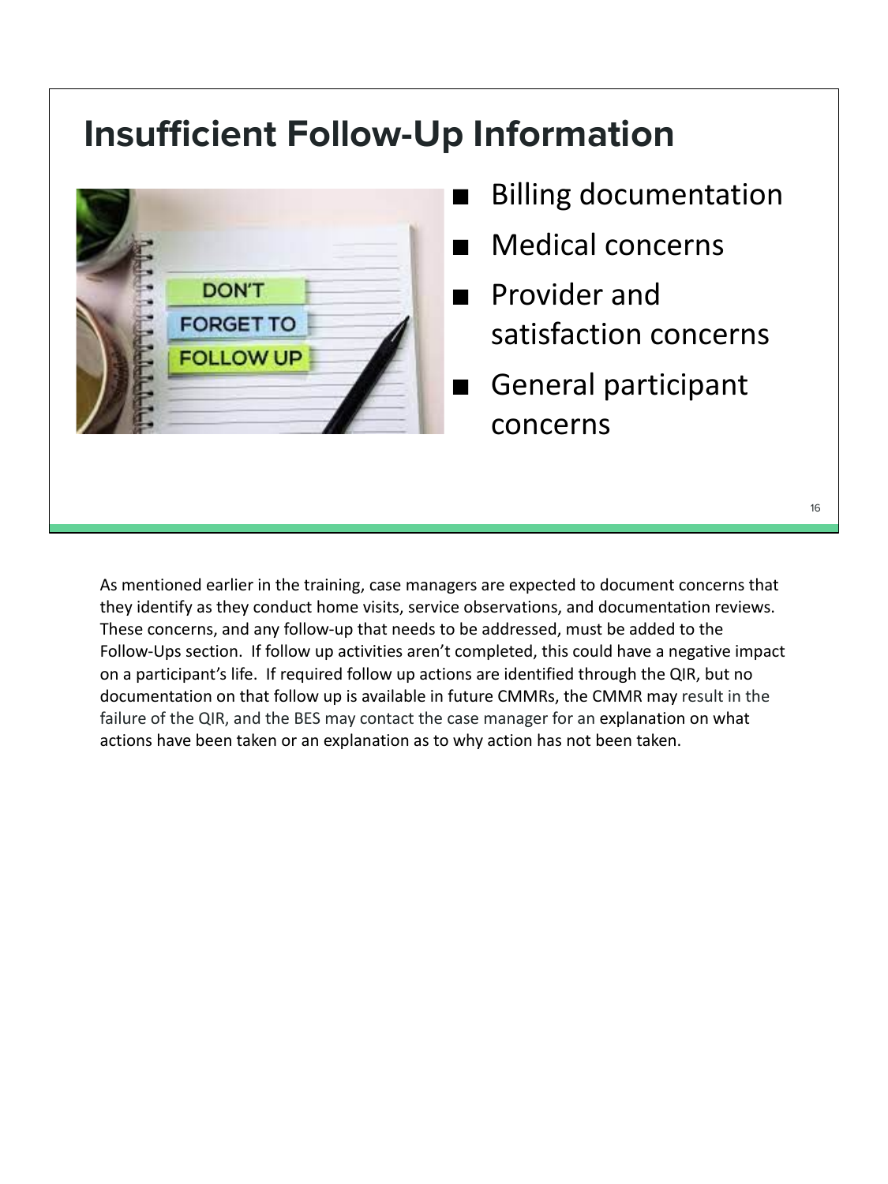# Insufficient Follow-Up Information

- Billing documentation
- Medical concerns
- Provider and satisfaction concerns
- General participant concerns

As mentioned earlier in the training, case managers are expected to document concerns that they identify as they conduct home visits, service observations, and documentation reviews. These concerns, and any follow-up that needs to be addressed, must be added to the Follow-Ups section. If follow up activities aren't completed, this could have a negative impact on a participant's life. If required follow up actions are identified through the QIR, but no documentation on that follow up is available in future CMMRs, the CMMR may result in the failure of the QIR, and the BES may contact the case manager for an explanation on what actions have been taken or an explanation as to why action has not been taken.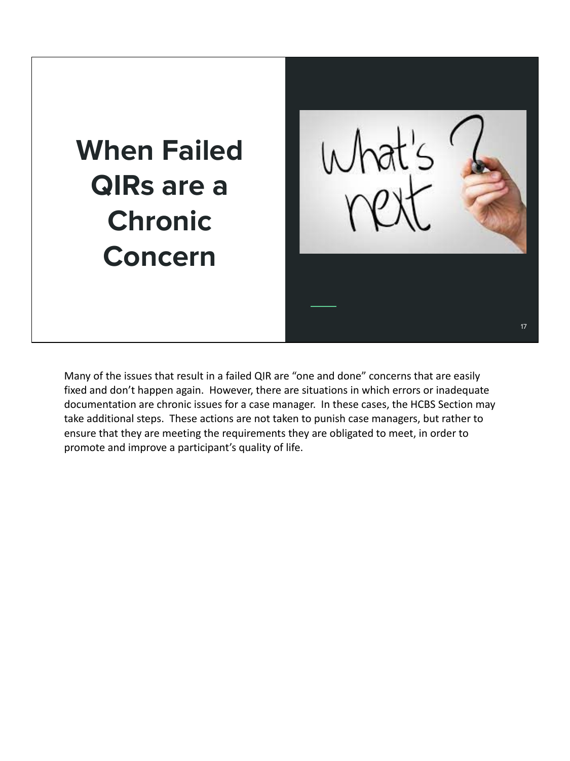# When Failed QIRs are a Chronic Concern

Many of the issues that result in a failed QIR are "one and done" concerns that are easily fixed and don't happen again. However, there are situations in which errors or inadequate documentation are chronic issues for a case manager. In these cases, the HCBS Section may take additional steps. These actions are not taken to punish case managers, but rather to ensure that they are meeting the requirements they are obligated to meet, in order to promote and improve a participant's quality of life.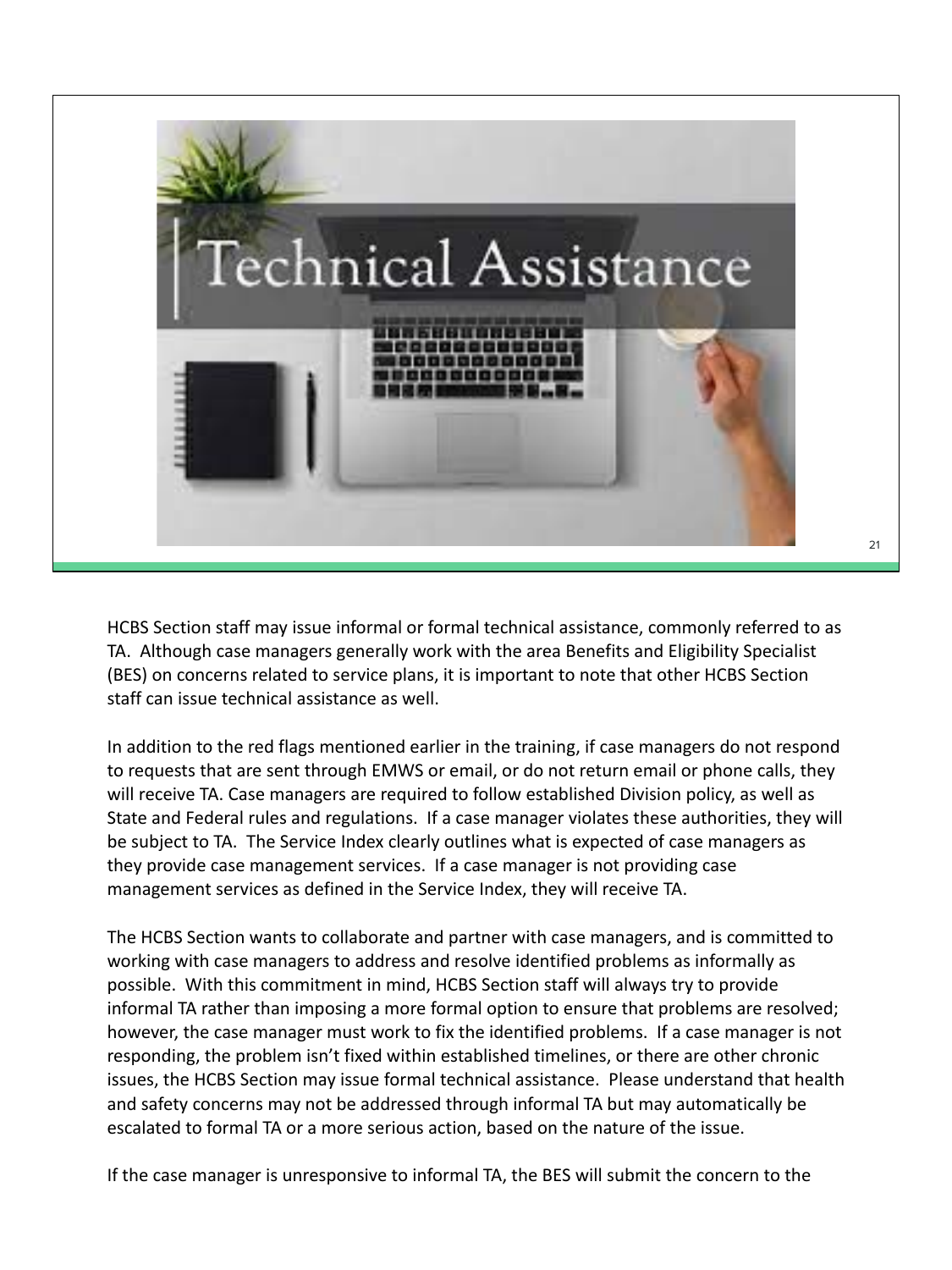# Technical Assistance

HCBS Section staff may issue informal or formal technical assistance, commonly referred to as TA. Although case managers generally work with the area Benefits and Eligibility Specialist (BES) on concerns related to service plans, it is important to note that other HCBS Section staff can issue technical assistance as well.

In addition to the red flags mentioned earlier in the training, if case managers do not respond to requests that are sent through EMWS or email, or do not return email or phone calls, they will receive TA. Case managers are required to follow established Division policy, as well as State and Federal rules and regulations. If a case manager violates these authorities, they will be subject to TA. The Service Index clearly outlines what is expected of case managers as they provide case management services. If a case manager is not providing case management services as defined in the Service Index, they will receive TA.

The HCBS Section wants to collaborate and partner with case managers, and is committed to working with case managers to address and resolve identified problems as informally as possible. With this commitment in mind, HCBS Section staff will always try to provide informal TA rather than imposing a more formal option to ensure that problems are resolved; however, the case manager must work to fix the identified problems. If a case manager is not responding, the problem isn't fixed within established timelines, or there are other chronic issues, the HCBS Section may issue formal technical assistance. Please understand that health and safety concerns may not be addressed through informal TA but may automatically be escalated to formal TA or a more serious action, based on the nature of the issue.

If the case manager is unresponsive to informal TA, the BES will submit the concern to the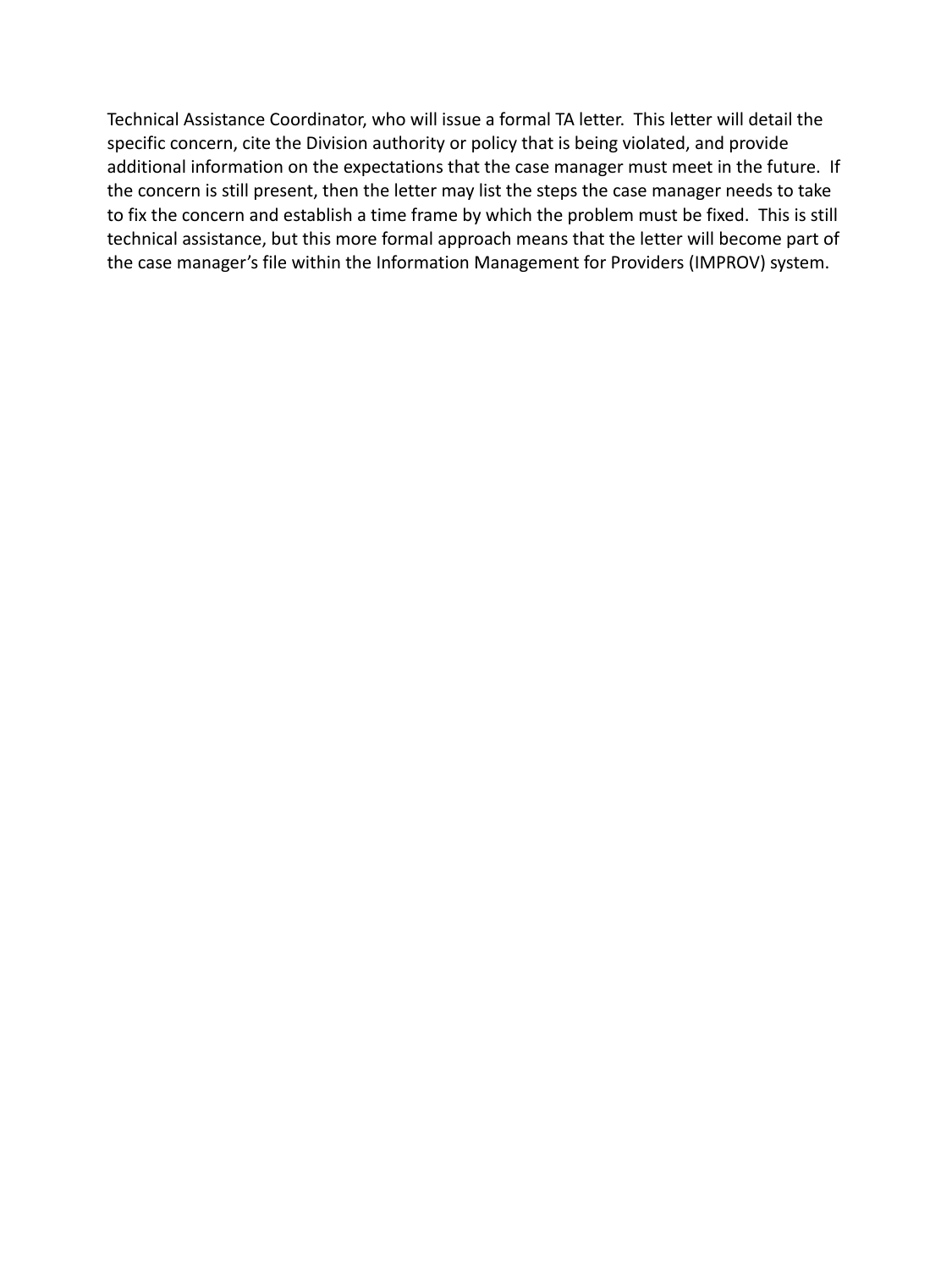Technical Assistance Coordinator, who will issue a formal TA letter. This letter will detail the specific concern, cite the Division authority or policy that is being violated, and provide additional information on the expectations that the case manager must meet in the future. If the concern is still present, then the letter may list the steps the case manager needs to take to fix the concern and establish a time frame by which the problem must be fixed. This is still technical assistance, but this more formal approach means that the letter will become part of the case manager's file within the Information Management for Providers (IMPROV) system.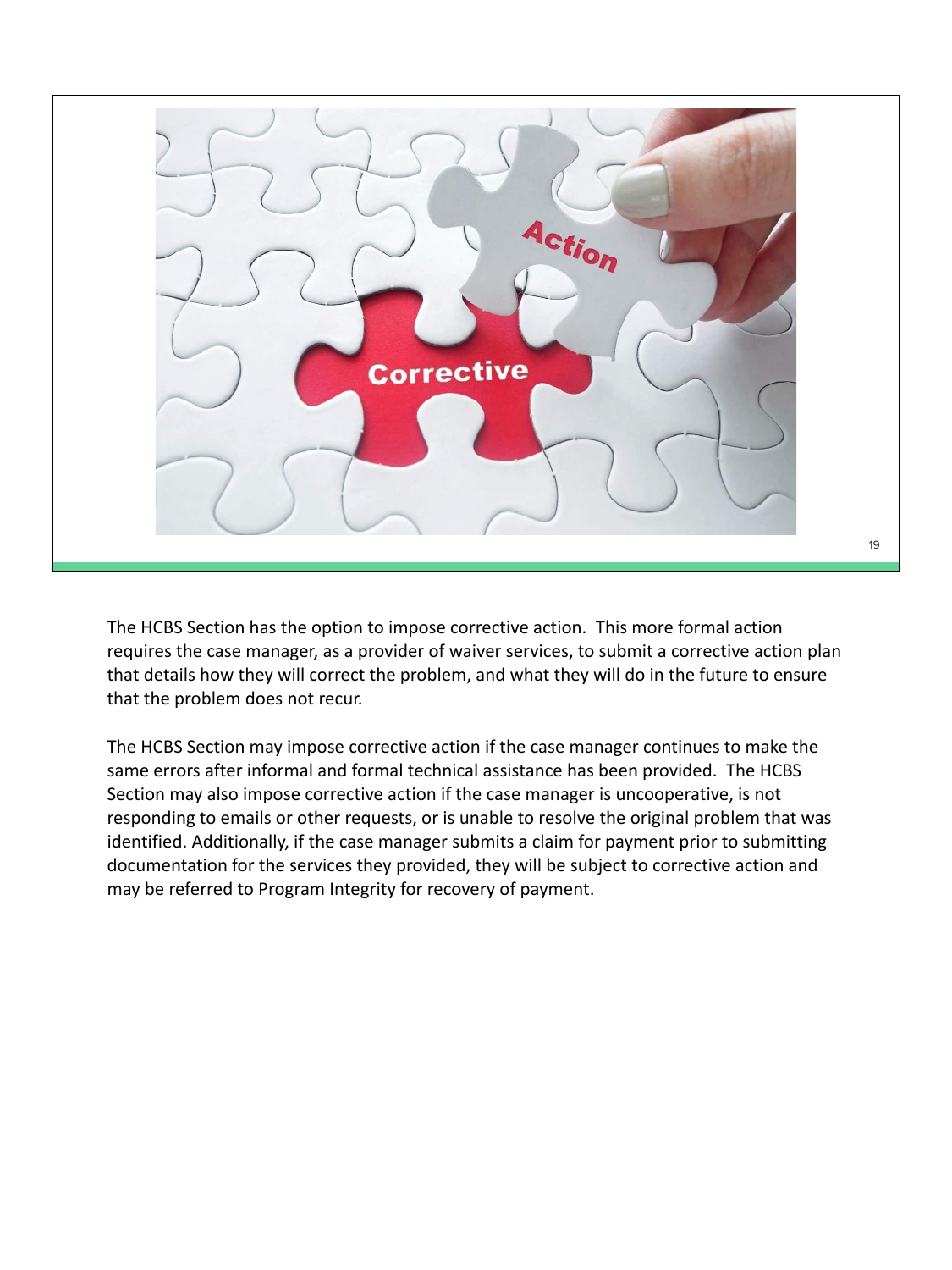The HCBS Section has the option to impose corrective action. This more formal action requires the case manager, as a provider of waiver services, to submit a corrective action plan that details how they will correct the problem, and what they will do in the future to ensure that the problem does not recur.

The HCBS Section may impose corrective action if the case manager continues to make the same errors after informal and formal technical assistance has been provided. The HCBS Section may also impose corrective action if the case manager is uncooperative, is not responding to emails or other requests, or is unable to resolve the original problem that was identified. Additionally, if the case manager submits a claim for payment prior to submitting documentation for the services they provided, they will be subject to corrective action and may be referred to Program Integrity for recovery of payment.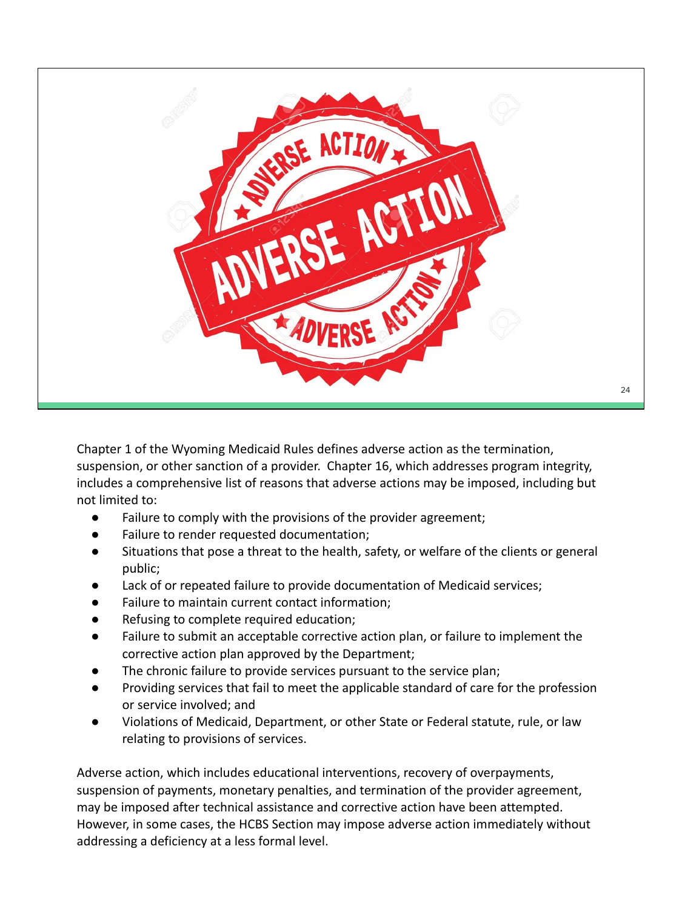Chapter 1 of the Wyoming Medicaid Rules defines adverse action as the termination, suspension, or other sanction of a provider. Chapter 16, which addresses program integrity, includes a comprehensive list of reasons that adverse actions may be imposed, including but not limited to:

- Failure to comply with the provisions of the provider agreement;
- Failure to render requested documentation;
- Situations that pose a threat to the health, safety, or welfare of the clients or general public;
- Lack of or repeated failure to provide documentation of Medicaid services;
- Failure to maintain current contact information;
- Refusing to complete required education;
- Failure to submit an acceptable corrective action plan, or failure to implement the corrective action plan approved by the Department;
- The chronic failure to provide services pursuant to the service plan;
- Providing services that fail to meet the applicable standard of care for the profession or service involved; and
- Violations of Medicaid, Department, or other State or Federal statute, rule, or law relating to provisions of services.

Adverse action, which includes educational interventions, recovery of overpayments, suspension of payments, monetary penalties, and termination of the provider agreement, may be imposed after technical assistance and corrective action have been attempted. However, in some cases, the HCBS Section may impose adverse action immediately without addressing a deficiency at a less formal level.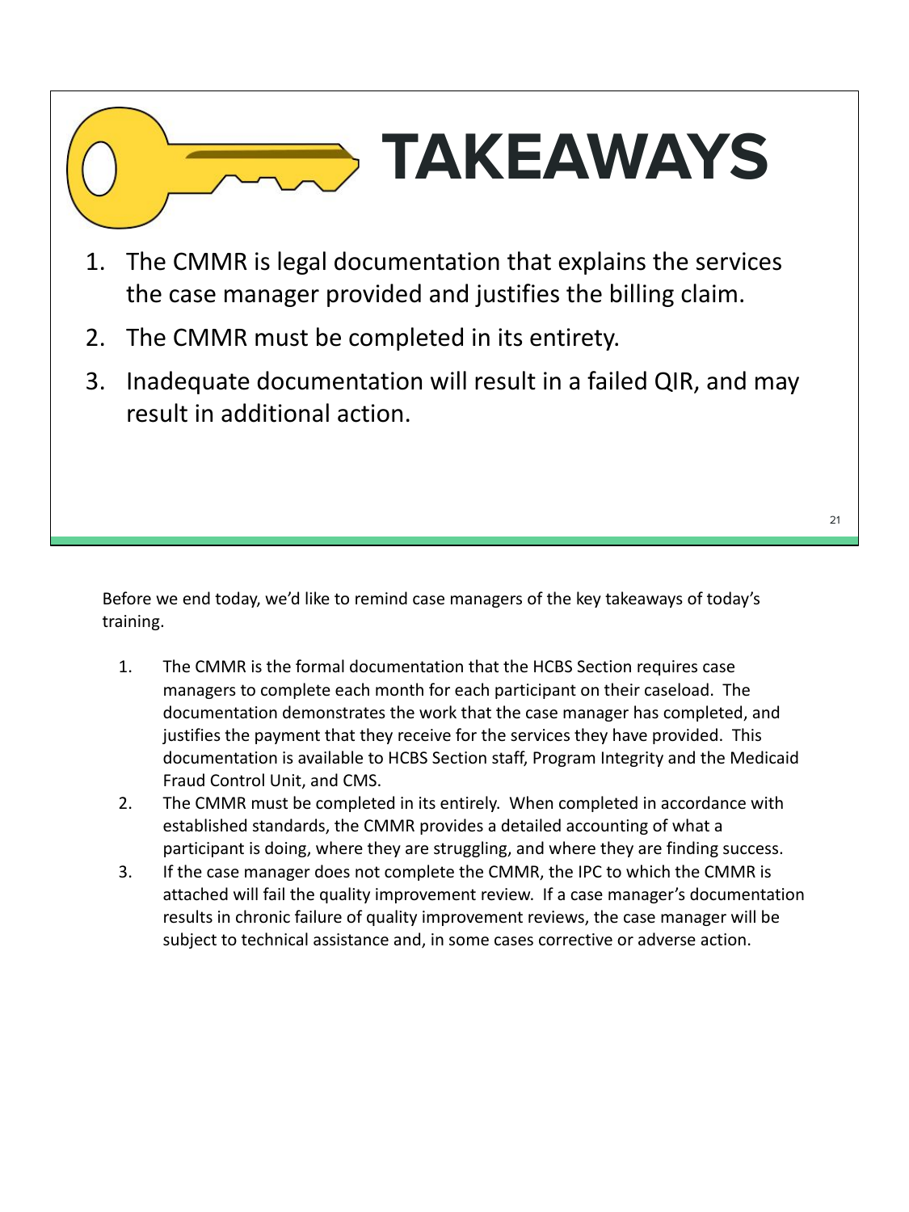# TAKEAWAYS

1. The CMMR is legal documentation that explains the services the case manager provided and justifies the billing claim.
2. The CMMR must be completed in its entirety.
3. Inadequate documentation will result in a failed QIR, and may result in additional action.

Before we end today, we'd like to remind case managers of the key takeaways of today's training.

1. The CMMR is the formal documentation that the HCBS Section requires case managers to complete each month for each participant on their caseload. The documentation demonstrates the work that the case manager has completed, and justifies the payment that they receive for the services they have provided. This documentation is available to HCBS Section staff, Program Integrity and the Medicaid Fraud Control Unit, and CMS.
2. The CMMR must be completed in its entirely. When completed in accordance with established standards, the CMMR provides a detailed accounting of what a participant is doing, where they are struggling, and where they are finding success.
3. If the case manager does not complete the CMMR, the IPC to which the CMMR is attached will fail the quality improvement review. If a case manager's documentation results in chronic failure of quality improvement reviews, the case manager will be subject to technical assistance and, in some cases corrective or adverse action.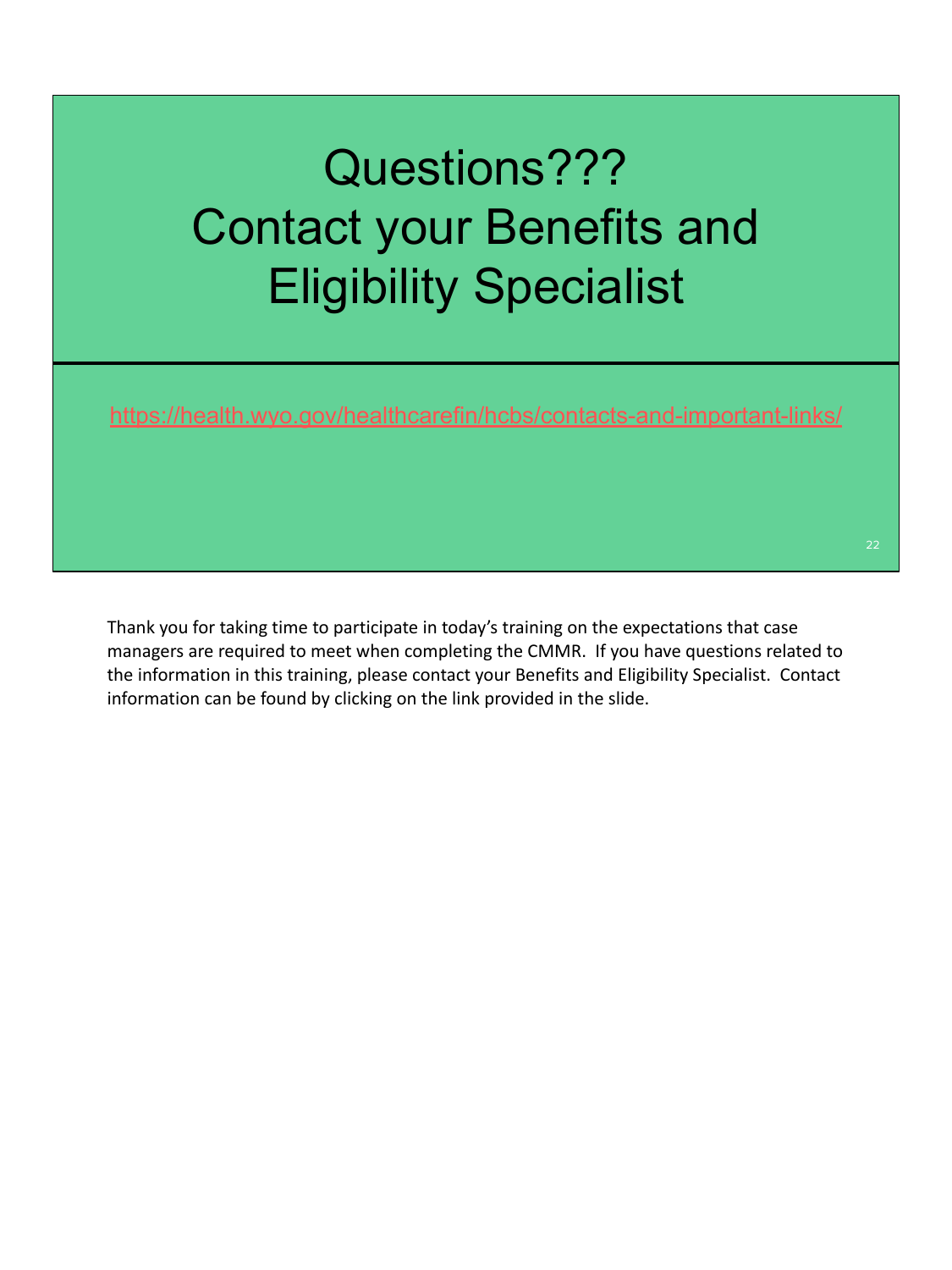# Questions??? Contact your Benefits and Eligibility Specialist

https://health.wyo.gov/healthcarefin/hcbs/contacts-and-important-links/

Thank you for taking time to participate in today's training on the expectations that case managers are required to meet when completing the CMMR. If you have questions related to the information in this training, please contact your Benefits and Eligibility Specialist. Contact information can be found by clicking on the link provided in the slide.